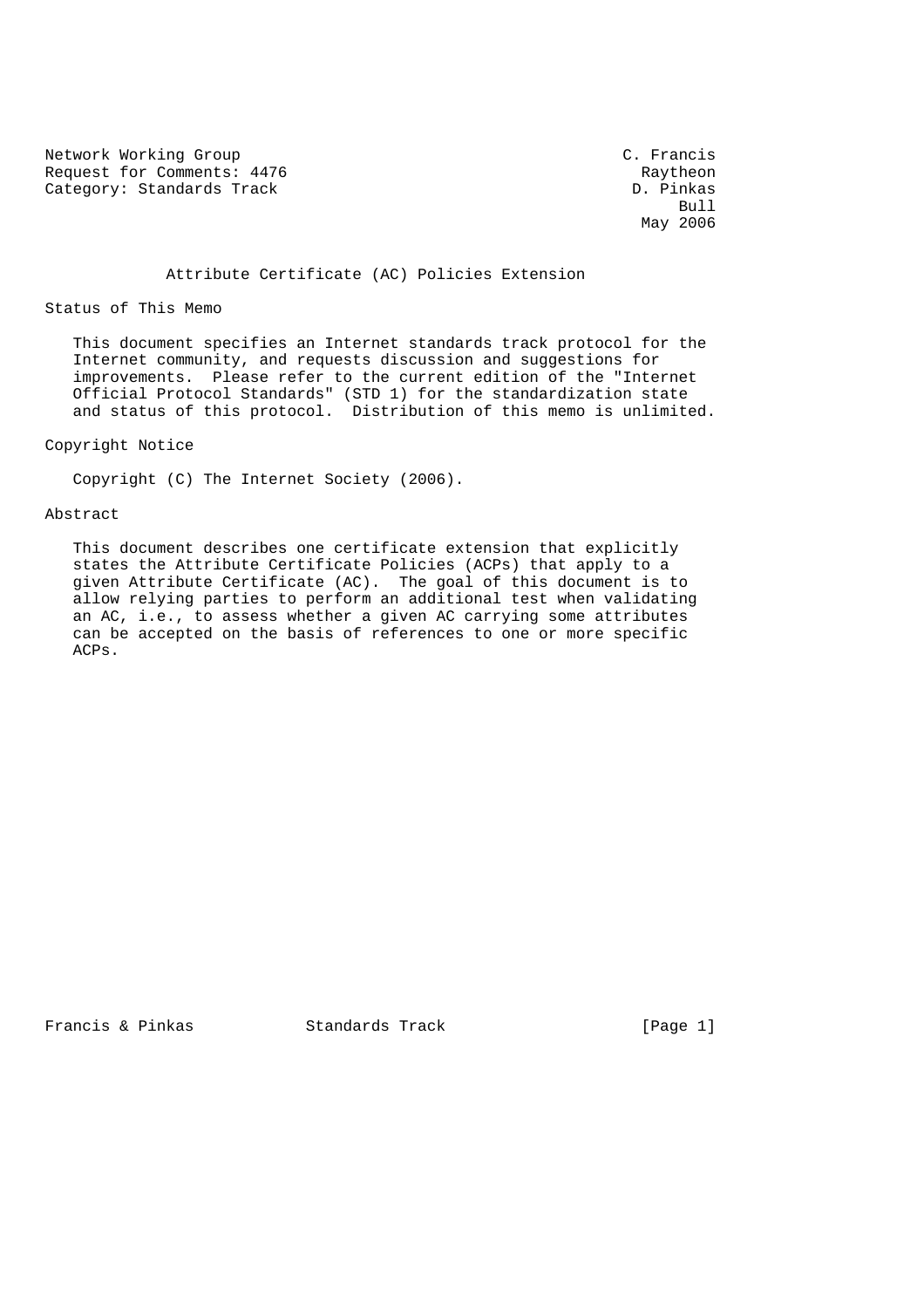Network Working Group C. Francis
Request for Comments: 4476 Raytheon
Category: Standards Track D. Pinkas
Bull
May 2006

# Attribute Certificate (AC) Policies Extension

## Status of This Memo

This document specifies an Internet standards track protocol for the Internet community, and requests discussion and suggestions for improvements. Please refer to the current edition of the "Internet Official Protocol Standards" (STD 1) for the standardization state and status of this protocol. Distribution of this memo is unlimited.

## Copyright Notice

Copyright (C) The Internet Society (2006).

## Abstract

This document describes one certificate extension that explicitly states the Attribute Certificate Policies (ACPs) that apply to a given Attribute Certificate (AC). The goal of this document is to allow relying parties to perform an additional test when validating an AC, i.e., to assess whether a given AC carrying some attributes can be accepted on the basis of references to one or more specific ACPs.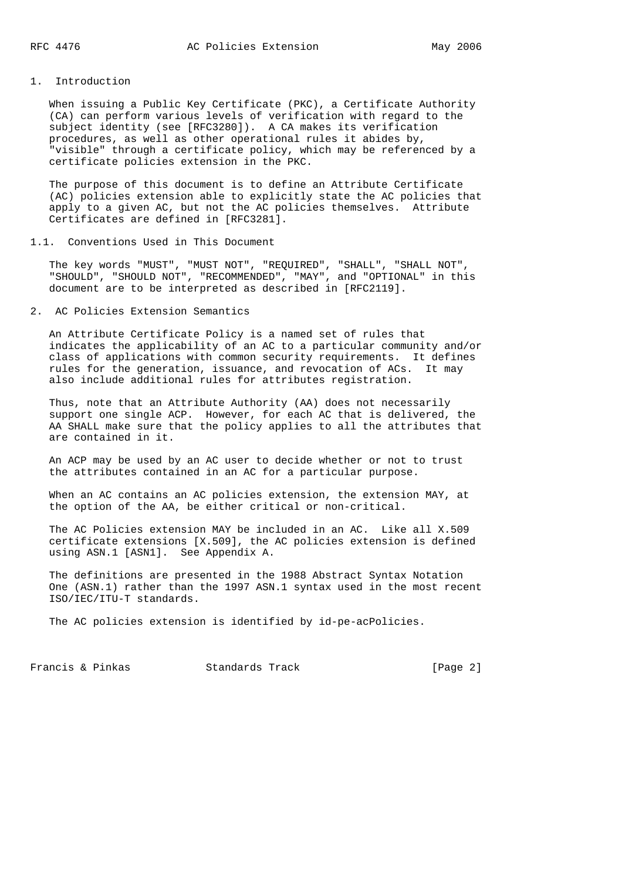# 1. Introduction

When issuing a Public Key Certificate (PKC), a Certificate Authority (CA) can perform various levels of verification with regard to the subject identity (see [RFC3280]). A CA makes its verification procedures, as well as other operational rules it abides by, "visible" through a certificate policy, which may be referenced by a certificate policies extension in the PKC.

The purpose of this document is to define an Attribute Certificate (AC) policies extension able to explicitly state the AC policies that apply to a given AC, but not the AC policies themselves. Attribute Certificates are defined in [RFC3281].

## 1.1. Conventions Used in This Document

The key words "MUST", "MUST NOT", "REQUIRED", "SHALL", "SHALL NOT", "SHOULD", "SHOULD NOT", "RECOMMENDED", "MAY", and "OPTIONAL" in this document are to be interpreted as described in [RFC2119].

# 2. AC Policies Extension Semantics

An Attribute Certificate Policy is a named set of rules that indicates the applicability of an AC to a particular community and/or class of applications with common security requirements. It defines rules for the generation, issuance, and revocation of ACs. It may also include additional rules for attributes registration.

Thus, note that an Attribute Authority (AA) does not necessarily support one single ACP. However, for each AC that is delivered, the AA SHALL make sure that the policy applies to all the attributes that are contained in it.

An ACP may be used by an AC user to decide whether or not to trust the attributes contained in an AC for a particular purpose.

When an AC contains an AC policies extension, the extension MAY, at the option of the AA, be either critical or non-critical.

The AC Policies extension MAY be included in an AC. Like all X.509 certificate extensions [X.509], the AC policies extension is defined using ASN.1 [ASN1]. See Appendix A.

The definitions are presented in the 1988 Abstract Syntax Notation One (ASN.1) rather than the 1997 ASN.1 syntax used in the most recent ISO/IEC/ITU-T standards.

The AC policies extension is identified by id-pe-acPolicies.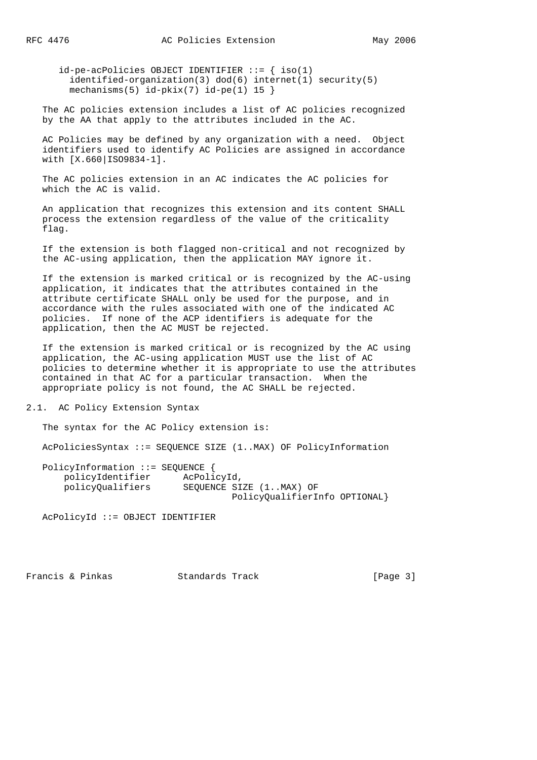```
id-pe-acPolicies OBJECT IDENTIFIER ::= { iso(1)
  identified-organization(3) dod(6) internet(1) security(5)
  mechanisms(5) id-pkix(7) id-pe(1) 15 }
```

The AC policies extension includes a list of AC policies recognized by the AA that apply to the attributes included in the AC.

AC Policies may be defined by any organization with a need. Object identifiers used to identify AC Policies are assigned in accordance with [X.660|ISO9834-1].

The AC policies extension in an AC indicates the AC policies for which the AC is valid.

An application that recognizes this extension and its content SHALL process the extension regardless of the value of the criticality flag.

If the extension is both flagged non-critical and not recognized by the AC-using application, then the application MAY ignore it.

If the extension is marked critical or is recognized by the AC-using application, it indicates that the attributes contained in the attribute certificate SHALL only be used for the purpose, and in accordance with the rules associated with one of the indicated AC policies. If none of the ACP identifiers is adequate for the application, then the AC MUST be rejected.

If the extension is marked critical or is recognized by the AC using application, the AC-using application MUST use the list of AC policies to determine whether it is appropriate to use the attributes contained in that AC for a particular transaction. When the appropriate policy is not found, the AC SHALL be rejected.

## 2.1. AC Policy Extension Syntax

The syntax for the AC Policy extension is:

```
AcPoliciesSyntax ::= SEQUENCE SIZE (1..MAX) OF PolicyInformation

PolicyInformation ::= SEQUENCE {
    policyIdentifier      AcPolicyId,
    policyQualifiers      SEQUENCE SIZE (1..MAX) OF
                                PolicyQualifierInfo OPTIONAL}

AcPolicyId ::= OBJECT IDENTIFIER
```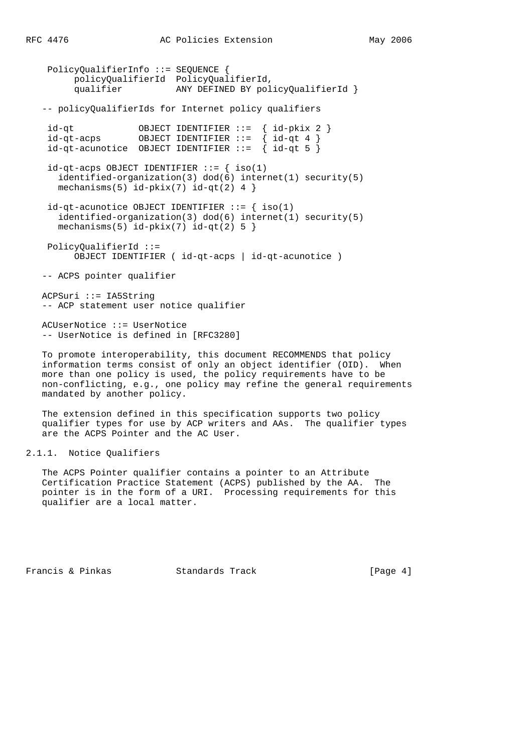```
  PolicyQualifierInfo ::= SEQUENCE {
       policyQualifierId  PolicyQualifierId,
       qualifier          ANY DEFINED BY policyQualifierId }

-- policyQualifierIds for Internet policy qualifiers

  id-qt            OBJECT IDENTIFIER ::=  { id-pkix 2 }
  id-qt-acps       OBJECT IDENTIFIER ::=  { id-qt 4 }
  id-qt-acunotice  OBJECT IDENTIFIER ::=  { id-qt 5 }

  id-qt-acps OBJECT IDENTIFIER ::= { iso(1)
    identified-organization(3) dod(6) internet(1) security(5)
    mechanisms(5) id-pkix(7) id-qt(2) 4 }

  id-qt-acunotice OBJECT IDENTIFIER ::= { iso(1)
    identified-organization(3) dod(6) internet(1) security(5)
    mechanisms(5) id-pkix(7) id-qt(2) 5 }

  PolicyQualifierId ::=
       OBJECT IDENTIFIER ( id-qt-acps | id-qt-acunotice )

-- ACPS pointer qualifier

ACPSuri ::= IA5String
-- ACP statement user notice qualifier

ACUserNotice ::= UserNotice
-- UserNotice is defined in [RFC3280]
```

To promote interoperability, this document RECOMMENDS that policy information terms consist of only an object identifier (OID). When more than one policy is used, the policy requirements have to be non-conflicting, e.g., one policy may refine the general requirements mandated by another policy.

The extension defined in this specification supports two policy qualifier types for use by ACP writers and AAs. The qualifier types are the ACPS Pointer and the AC User.

### 2.1.1. Notice Qualifiers

The ACPS Pointer qualifier contains a pointer to an Attribute Certification Practice Statement (ACPS) published by the AA. The pointer is in the form of a URI. Processing requirements for this qualifier are a local matter.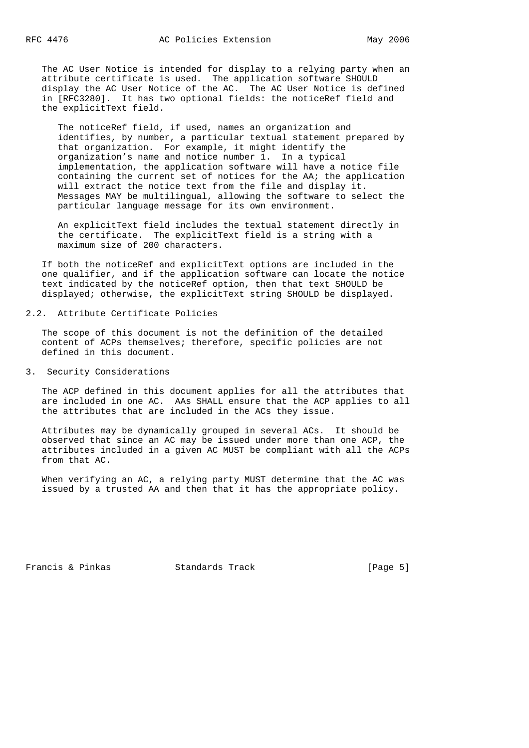The AC User Notice is intended for display to a relying party when an attribute certificate is used. The application software SHOULD display the AC User Notice of the AC. The AC User Notice is defined in [RFC3280]. It has two optional fields: the noticeRef field and the explicitText field.

> The noticeRef field, if used, names an organization and identifies, by number, a particular textual statement prepared by that organization. For example, it might identify the organization's name and notice number 1. In a typical implementation, the application software will have a notice file containing the current set of notices for the AA; the application will extract the notice text from the file and display it. Messages MAY be multilingual, allowing the software to select the particular language message for its own environment.
>
> An explicitText field includes the textual statement directly in the certificate. The explicitText field is a string with a maximum size of 200 characters.

If both the noticeRef and explicitText options are included in the one qualifier, and if the application software can locate the notice text indicated by the noticeRef option, then that text SHOULD be displayed; otherwise, the explicitText string SHOULD be displayed.

## 2.2. Attribute Certificate Policies

The scope of this document is not the definition of the detailed content of ACPs themselves; therefore, specific policies are not defined in this document.

# 3. Security Considerations

The ACP defined in this document applies for all the attributes that are included in one AC. AAs SHALL ensure that the ACP applies to all the attributes that are included in the ACs they issue.

Attributes may be dynamically grouped in several ACs. It should be observed that since an AC may be issued under more than one ACP, the attributes included in a given AC MUST be compliant with all the ACPs from that AC.

When verifying an AC, a relying party MUST determine that the AC was issued by a trusted AA and then that it has the appropriate policy.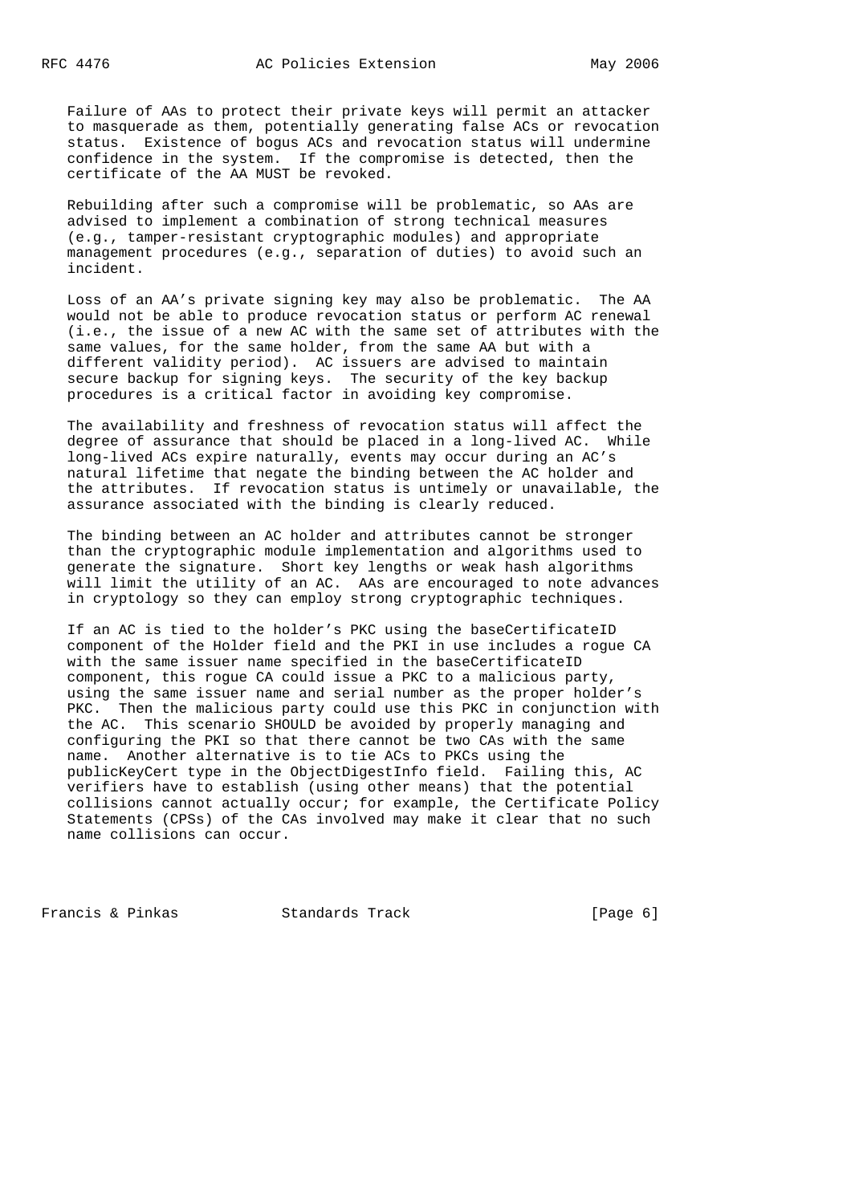Failure of AAs to protect their private keys will permit an attacker to masquerade as them, potentially generating false ACs or revocation status. Existence of bogus ACs and revocation status will undermine confidence in the system. If the compromise is detected, then the certificate of the AA MUST be revoked.

Rebuilding after such a compromise will be problematic, so AAs are advised to implement a combination of strong technical measures (e.g., tamper-resistant cryptographic modules) and appropriate management procedures (e.g., separation of duties) to avoid such an incident.

Loss of an AA's private signing key may also be problematic. The AA would not be able to produce revocation status or perform AC renewal (i.e., the issue of a new AC with the same set of attributes with the same values, for the same holder, from the same AA but with a different validity period). AC issuers are advised to maintain secure backup for signing keys. The security of the key backup procedures is a critical factor in avoiding key compromise.

The availability and freshness of revocation status will affect the degree of assurance that should be placed in a long-lived AC. While long-lived ACs expire naturally, events may occur during an AC's natural lifetime that negate the binding between the AC holder and the attributes. If revocation status is untimely or unavailable, the assurance associated with the binding is clearly reduced.

The binding between an AC holder and attributes cannot be stronger than the cryptographic module implementation and algorithms used to generate the signature. Short key lengths or weak hash algorithms will limit the utility of an AC. AAs are encouraged to note advances in cryptology so they can employ strong cryptographic techniques.

If an AC is tied to the holder's PKC using the baseCertificateID component of the Holder field and the PKI in use includes a rogue CA with the same issuer name specified in the baseCertificateID component, this rogue CA could issue a PKC to a malicious party, using the same issuer name and serial number as the proper holder's PKC. Then the malicious party could use this PKC in conjunction with the AC. This scenario SHOULD be avoided by properly managing and configuring the PKI so that there cannot be two CAs with the same name. Another alternative is to tie ACs to PKCs using the publicKeyCert type in the ObjectDigestInfo field. Failing this, AC verifiers have to establish (using other means) that the potential collisions cannot actually occur; for example, the Certificate Policy Statements (CPSs) of the CAs involved may make it clear that no such name collisions can occur.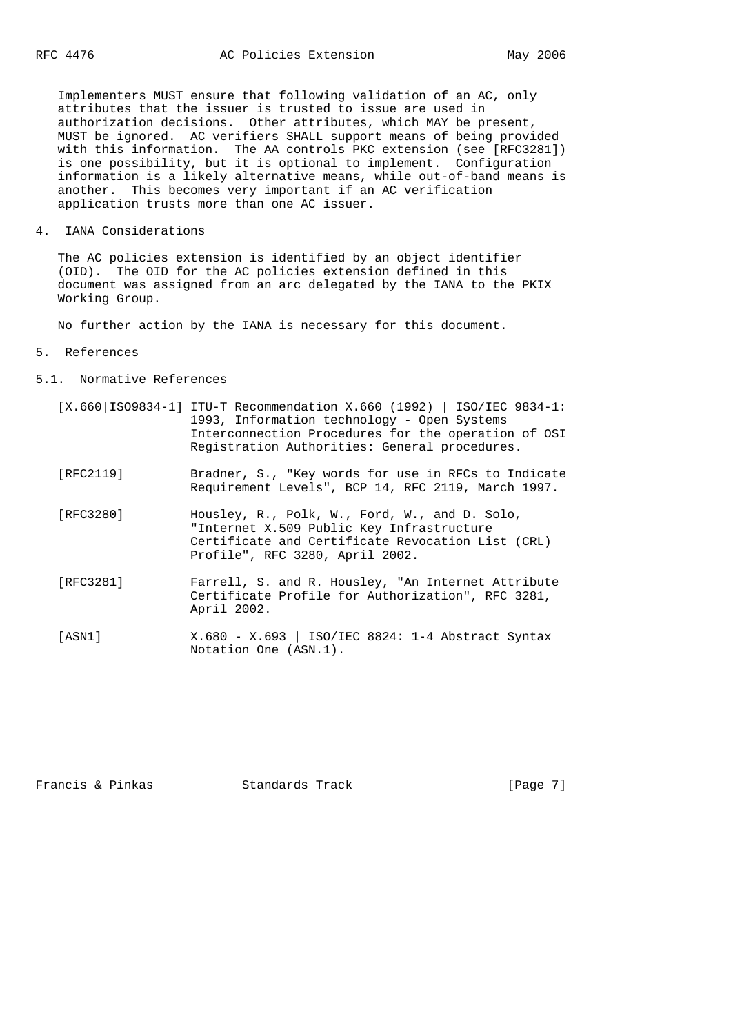Implementers MUST ensure that following validation of an AC, only attributes that the issuer is trusted to issue are used in authorization decisions. Other attributes, which MAY be present, MUST be ignored. AC verifiers SHALL support means of being provided with this information. The AA controls PKC extension (see [RFC3281]) is one possibility, but it is optional to implement. Configuration information is a likely alternative means, while out-of-band means is another. This becomes very important if an AC verification application trusts more than one AC issuer.

## 4. IANA Considerations

The AC policies extension is identified by an object identifier (OID). The OID for the AC policies extension defined in this document was assigned from an arc delegated by the IANA to the PKIX Working Group.

No further action by the IANA is necessary for this document.

## 5. References

### 5.1. Normative References

[X.660|ISO9834-1] ITU-T Recommendation X.660 (1992) | ISO/IEC 9834-1: 1993, Information technology - Open Systems Interconnection Procedures for the operation of OSI Registration Authorities: General procedures.

[RFC2119] Bradner, S., "Key words for use in RFCs to Indicate Requirement Levels", BCP 14, RFC 2119, March 1997.

[RFC3280] Housley, R., Polk, W., Ford, W., and D. Solo, "Internet X.509 Public Key Infrastructure Certificate and Certificate Revocation List (CRL) Profile", RFC 3280, April 2002.

[RFC3281] Farrell, S. and R. Housley, "An Internet Attribute Certificate Profile for Authorization", RFC 3281, April 2002.

[ASN1] X.680 - X.693 | ISO/IEC 8824: 1-4 Abstract Syntax Notation One (ASN.1).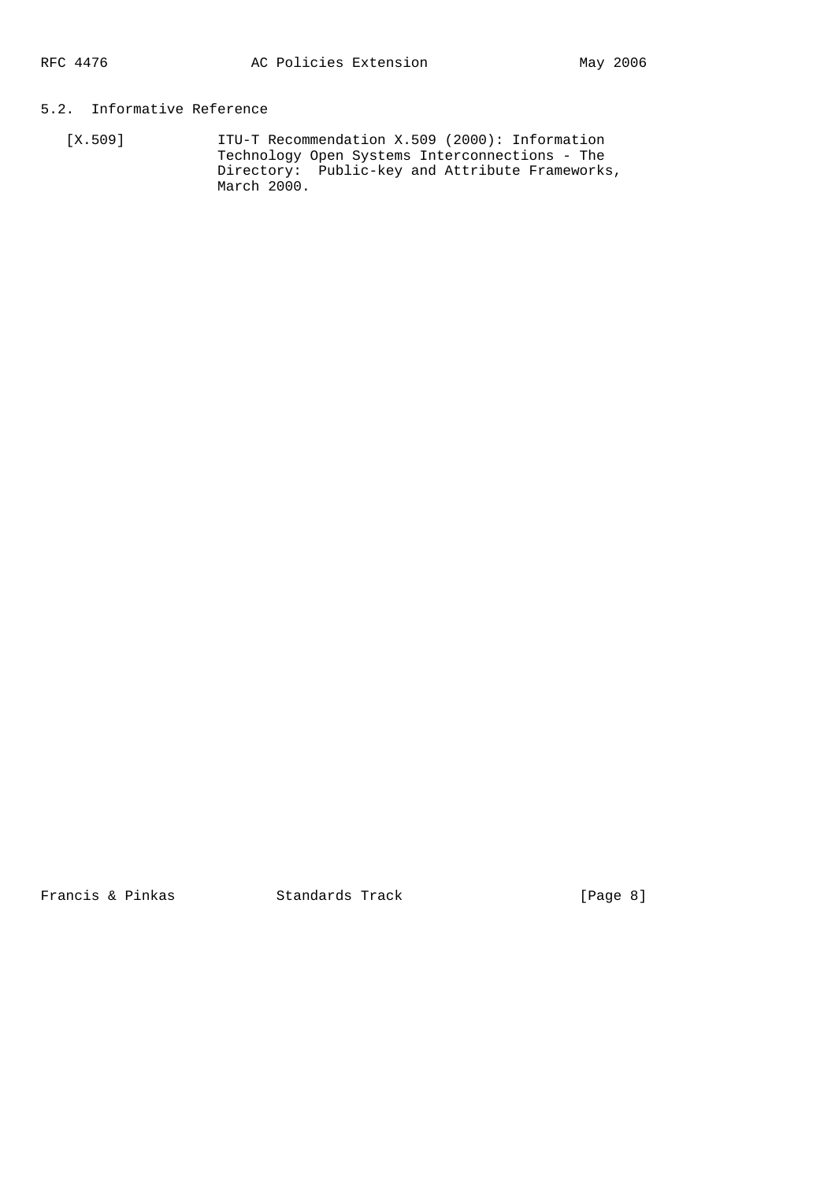## 5.2. Informative Reference

[X.509] ITU-T Recommendation X.509 (2000): Information Technology Open Systems Interconnections - The Directory: Public-key and Attribute Frameworks, March 2000.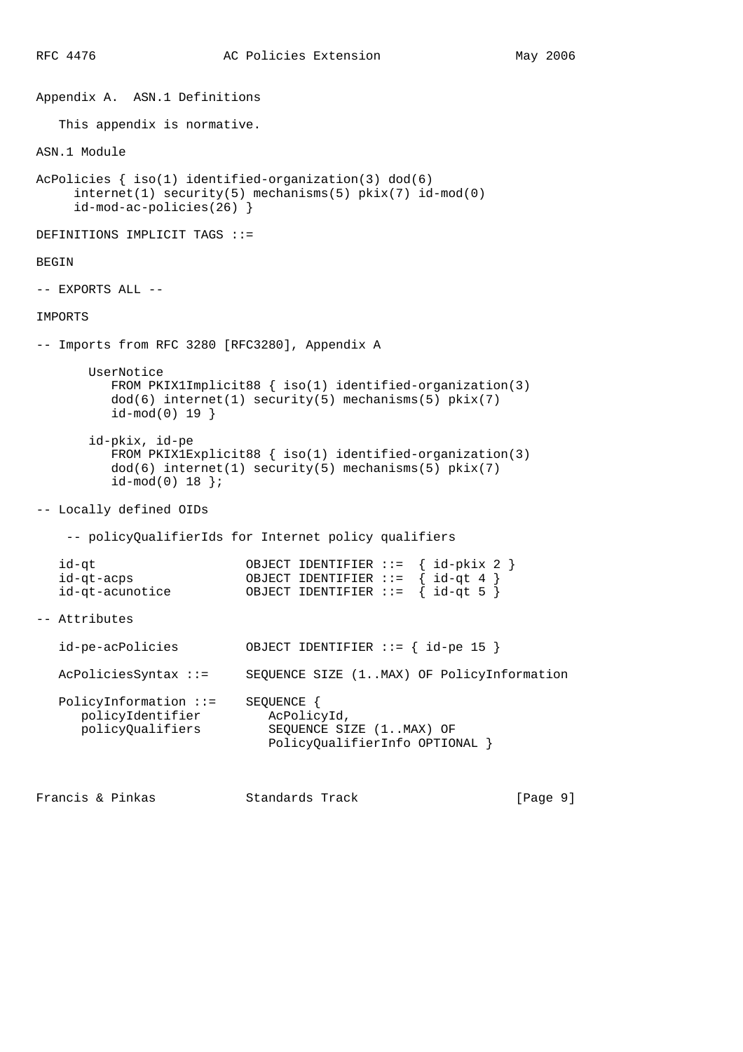## Appendix A. ASN.1 Definitions

This appendix is normative.

ASN.1 Module

```
AcPolicies { iso(1) identified-organization(3) dod(6)
     internet(1) security(5) mechanisms(5) pkix(7) id-mod(0)
     id-mod-ac-policies(26) }

DEFINITIONS IMPLICIT TAGS ::=

BEGIN

-- EXPORTS ALL --

IMPORTS

-- Imports from RFC 3280 [RFC3280], Appendix A

       UserNotice
          FROM PKIX1Implicit88 { iso(1) identified-organization(3)
          dod(6) internet(1) security(5) mechanisms(5) pkix(7)
          id-mod(0) 19 }

       id-pkix, id-pe
          FROM PKIX1Explicit88 { iso(1) identified-organization(3)
          dod(6) internet(1) security(5) mechanisms(5) pkix(7)
          id-mod(0) 18 };

-- Locally defined OIDs

    -- policyQualifierIds for Internet policy qualifiers

   id-qt                    OBJECT IDENTIFIER ::=  { id-pkix 2 }
   id-qt-acps               OBJECT IDENTIFIER ::=  { id-qt 4 }
   id-qt-acunotice          OBJECT IDENTIFIER ::=  { id-qt 5 }

-- Attributes

   id-pe-acPolicies         OBJECT IDENTIFIER ::= { id-pe 15 }

   AcPoliciesSyntax ::=     SEQUENCE SIZE (1..MAX) OF PolicyInformation

   PolicyInformation ::=    SEQUENCE {
      policyIdentifier         AcPolicyId,
      policyQualifiers         SEQUENCE SIZE (1..MAX) OF
                               PolicyQualifierInfo OPTIONAL }
```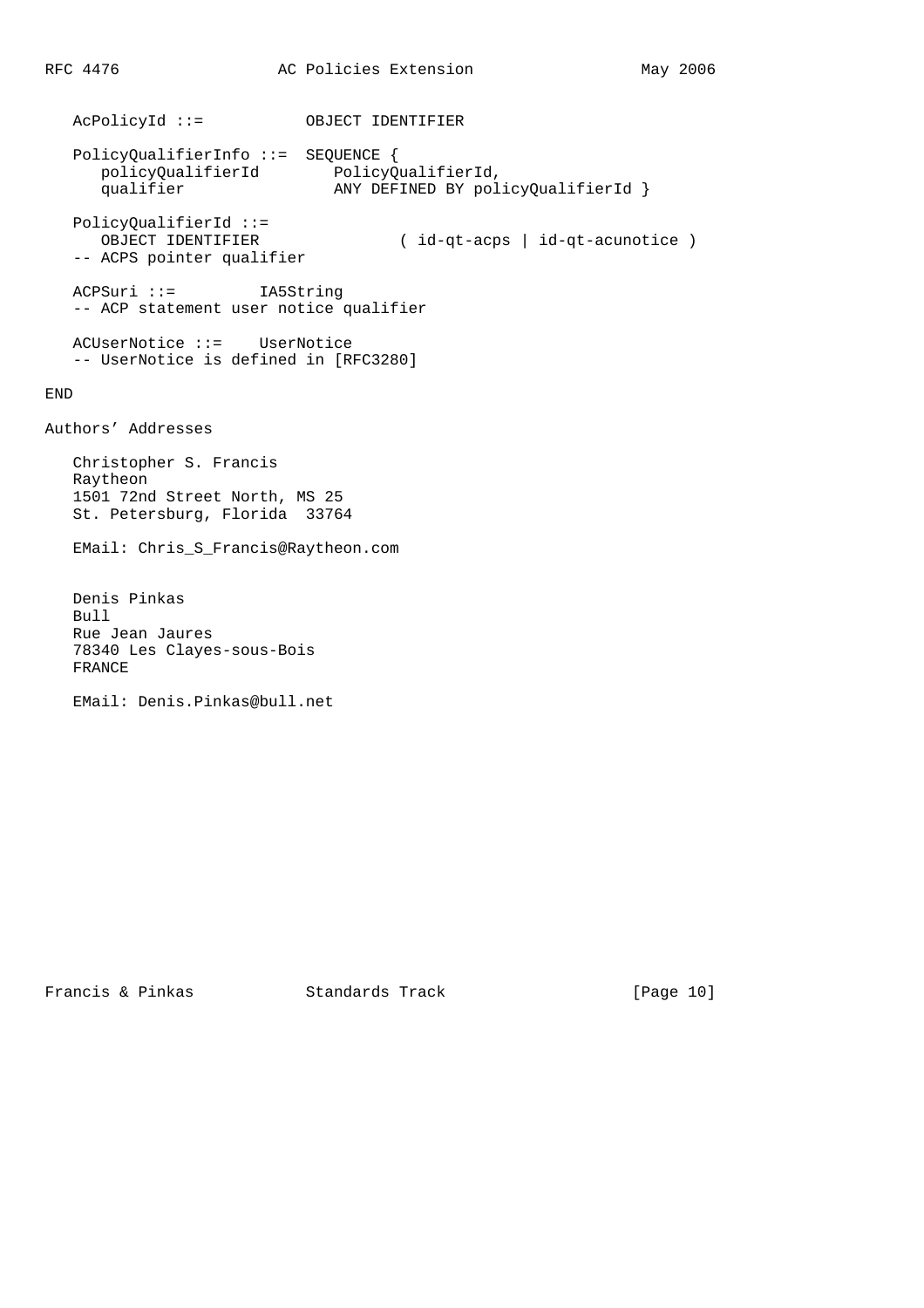```
   AcPolicyId ::=          OBJECT IDENTIFIER

   PolicyQualifierInfo ::=  SEQUENCE {
      policyQualifierId        PolicyQualifierId,
      qualifier                ANY DEFINED BY policyQualifierId }

   PolicyQualifierId ::=
      OBJECT IDENTIFIER              ( id-qt-acps | id-qt-acunotice )
   -- ACPS pointer qualifier

   ACPSuri ::=         IA5String
   -- ACP statement user notice qualifier

   ACUserNotice ::=    UserNotice
   -- UserNotice is defined in [RFC3280]

END
```

Authors' Addresses

Christopher S. Francis
Raytheon
1501 72nd Street North, MS 25
St. Petersburg, Florida  33764

EMail: Chris_S_Francis@Raytheon.com

Denis Pinkas
Bull
Rue Jean Jaures
78340 Les Clayes-sous-Bois
FRANCE

EMail: Denis.Pinkas@bull.net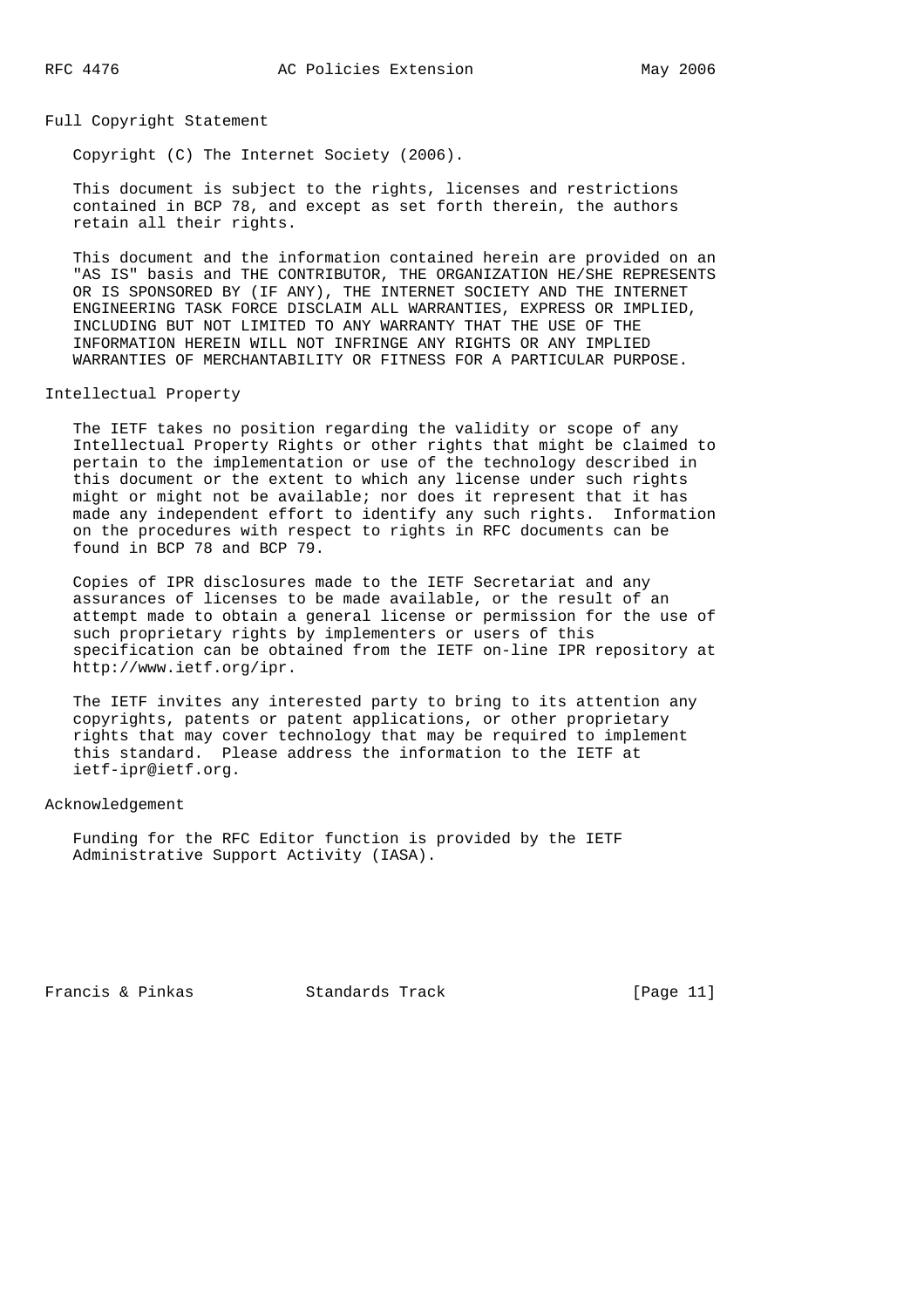## Full Copyright Statement

Copyright (C) The Internet Society (2006).

This document is subject to the rights, licenses and restrictions contained in BCP 78, and except as set forth therein, the authors retain all their rights.

This document and the information contained herein are provided on an "AS IS" basis and THE CONTRIBUTOR, THE ORGANIZATION HE/SHE REPRESENTS OR IS SPONSORED BY (IF ANY), THE INTERNET SOCIETY AND THE INTERNET ENGINEERING TASK FORCE DISCLAIM ALL WARRANTIES, EXPRESS OR IMPLIED, INCLUDING BUT NOT LIMITED TO ANY WARRANTY THAT THE USE OF THE INFORMATION HEREIN WILL NOT INFRINGE ANY RIGHTS OR ANY IMPLIED WARRANTIES OF MERCHANTABILITY OR FITNESS FOR A PARTICULAR PURPOSE.

## Intellectual Property

The IETF takes no position regarding the validity or scope of any Intellectual Property Rights or other rights that might be claimed to pertain to the implementation or use of the technology described in this document or the extent to which any license under such rights might or might not be available; nor does it represent that it has made any independent effort to identify any such rights. Information on the procedures with respect to rights in RFC documents can be found in BCP 78 and BCP 79.

Copies of IPR disclosures made to the IETF Secretariat and any assurances of licenses to be made available, or the result of an attempt made to obtain a general license or permission for the use of such proprietary rights by implementers or users of this specification can be obtained from the IETF on-line IPR repository at http://www.ietf.org/ipr.

The IETF invites any interested party to bring to its attention any copyrights, patents or patent applications, or other proprietary rights that may cover technology that may be required to implement this standard. Please address the information to the IETF at ietf-ipr@ietf.org.

## Acknowledgement

Funding for the RFC Editor function is provided by the IETF Administrative Support Activity (IASA).